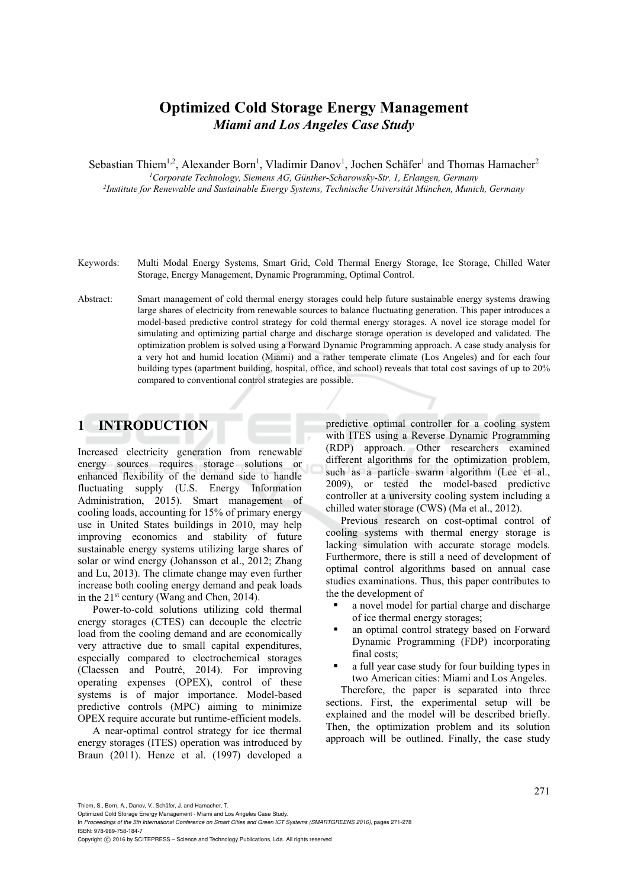# Optimized Cold Storage Energy Management

*Miami and Los Angeles Case Study*

Sebastian Thiem[1,2], Alexander Born[1], Vladimir Danov[1], Jochen Schäfer[1] and Thomas Hamacher[2]

[1]*Corporate Technology, Siemens AG, Günther-Scharowsky-Str. 1, Erlangen, Germany*
[2]*Institute for Renewable and Sustainable Energy Systems, Technische Universität München, Munich, Germany*

Keywords: Multi Modal Energy Systems, Smart Grid, Cold Thermal Energy Storage, Ice Storage, Chilled Water Storage, Energy Management, Dynamic Programming, Optimal Control.

Abstract: Smart management of cold thermal energy storages could help future sustainable energy systems drawing large shares of electricity from renewable sources to balance fluctuating generation. This paper introduces a model-based predictive control strategy for cold thermal energy storages. A novel ice storage model for simulating and optimizing partial charge and discharge storage operation is developed and validated. The optimization problem is solved using a Forward Dynamic Programming approach. A case study analysis for a very hot and humid location (Miami) and a rather temperate climate (Los Angeles) and for each four building types (apartment building, hospital, office, and school) reveals that total cost savings of up to 20% compared to conventional control strategies are possible.

## 1 INTRODUCTION

Increased electricity generation from renewable energy sources requires storage solutions or enhanced flexibility of the demand side to handle fluctuating supply (U.S. Energy Information Administration, 2015). Smart management of cooling loads, accounting for 15% of primary energy use in United States buildings in 2010, may help improving economics and stability of future sustainable energy systems utilizing large shares of solar or wind energy (Johansson et al., 2012; Zhang and Lu, 2013). The climate change may even further increase both cooling energy demand and peak loads in the 21st century (Wang and Chen, 2014).

Power-to-cold solutions utilizing cold thermal energy storages (CTES) can decouple the electric load from the cooling demand and are economically very attractive due to small capital expenditures, especially compared to electrochemical storages (Claessen and Poutré, 2014). For improving operating expenses (OPEX), control of these systems is of major importance. Model-based predictive controls (MPC) aiming to minimize OPEX require accurate but runtime-efficient models.

A near-optimal control strategy for ice thermal energy storages (ITES) operation was introduced by Braun (2011). Henze et al. (1997) developed a predictive optimal controller for a cooling system with ITES using a Reverse Dynamic Programming (RDP) approach. Other researchers examined different algorithms for the optimization problem, such as a particle swarm algorithm (Lee et al., 2009), or tested the model-based predictive controller at a university cooling system including a chilled water storage (CWS) (Ma et al., 2012).

Previous research on cost-optimal control of cooling systems with thermal energy storage is lacking simulation with accurate storage models. Furthermore, there is still a need of development of optimal control algorithms based on annual case studies examinations. Thus, this paper contributes to the the development of

- a novel model for partial charge and discharge of ice thermal energy storages;
- an optimal control strategy based on Forward Dynamic Programming (FDP) incorporating final costs;
- a full year case study for four building types in two American cities: Miami and Los Angeles.

Therefore, the paper is separated into three sections. First, the experimental setup will be explained and the model will be described briefly. Then, the optimization problem and its solution approach will be outlined. Finally, the case study

Thiem, S., Born, A., Danov, V., Schäfer, J. and Hamacher, T.
Optimized Cold Storage Energy Management - Miami and Los Angeles Case Study.
In *Proceedings of the 5th International Conference on Smart Cities and Green ICT Systems (SMARTGREENS 2016)*, pages 271-278
ISBN: 978-989-758-184-7
Copyright © 2016 by SCITEPRESS – Science and Technology Publications, Lda. All rights reserved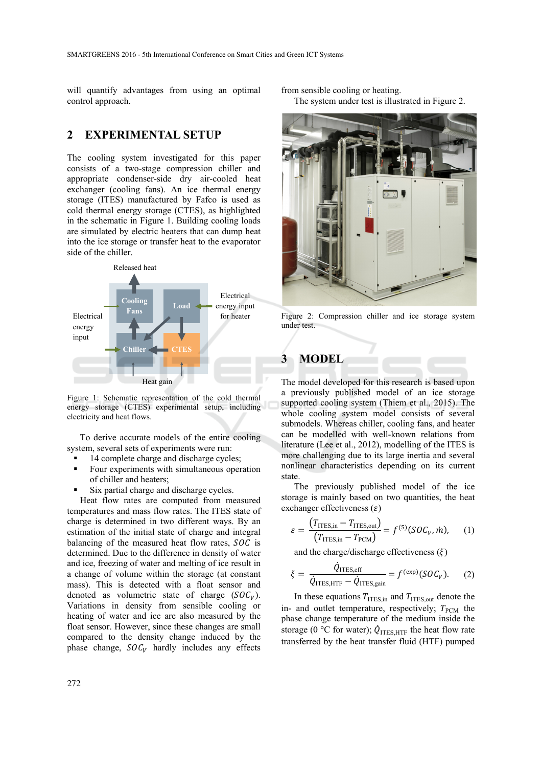will quantify advantages from using an optimal control approach.

## 2 EXPERIMENTAL SETUP

The cooling system investigated for this paper consists of a two-stage compression chiller and appropriate condenser-side dry air-cooled heat exchanger (cooling fans). An ice thermal energy storage (ITES) manufactured by Fafco is used as cold thermal energy storage (CTES), as highlighted in the schematic in Figure 1. Building cooling loads are simulated by electric heaters that can dump heat into the ice storage or transfer heat to the evaporator side of the chiller.

Figure 1: Schematic representation of the cold thermal energy storage (CTES) experimental setup, including electricity and heat flows.

To derive accurate models of the entire cooling system, several sets of experiments were run:

- 14 complete charge and discharge cycles;
- Four experiments with simultaneous operation of chiller and heaters;
- Six partial charge and discharge cycles.

Heat flow rates are computed from measured temperatures and mass flow rates. The ITES state of charge is determined in two different ways. By an estimation of the initial state of charge and integral balancing of the measured heat flow rates, $SOC$ is determined. Due to the difference in density of water and ice, freezing of water and melting of ice result in a change of volume within the storage (at constant mass). This is detected with a float sensor and denoted as volumetric state of charge ($SOC_V$). Variations in density from sensible cooling or heating of water and ice are also measured by the float sensor. However, since these changes are small compared to the density change induced by the phase change, $SOC_V$ hardly includes any effects from sensible cooling or heating.

The system under test is illustrated in Figure 2.

Figure 2: Compression chiller and ice storage system under test.

## 3 MODEL

The model developed for this research is based upon a previously published model of an ice storage supported cooling system (Thiem et al., 2015). The whole cooling system model consists of several submodels. Whereas chiller, cooling fans, and heater can be modelled with well-known relations from literature (Lee et al., 2012), modelling of the ITES is more challenging due to its large inertia and several nonlinear characteristics depending on its current state.

The previously published model of the ice storage is mainly based on two quantities, the heat exchanger effectiveness ($\varepsilon$)

$$\varepsilon = \frac{\left(T_{\text{ITES,in}} - T_{\text{ITES,out}}\right)}{\left(T_{\text{ITES,in}} - T_{\text{PCM}}\right)} = f^{(5)}(SOC_V, \dot{m}), \qquad (1)$$

and the charge/discharge effectiveness ($\xi$)

$$\xi = \frac{\dot{Q}_{\text{ITES,eff}}}{\dot{Q}_{\text{ITES,HTF}} - \dot{Q}_{\text{ITES,gain}}} = f^{(\text{exp})}(SOC_V). \qquad (2)$$

In these equations $T_{\text{ITES,in}}$ and $T_{\text{ITES,out}}$ denote the in- and outlet temperature, respectively; $T_{\text{PCM}}$ the phase change temperature of the medium inside the storage (0 °C for water); $\dot{Q}_{\text{ITES,HTF}}$ the heat flow rate transferred by the heat transfer fluid (HTF) pumped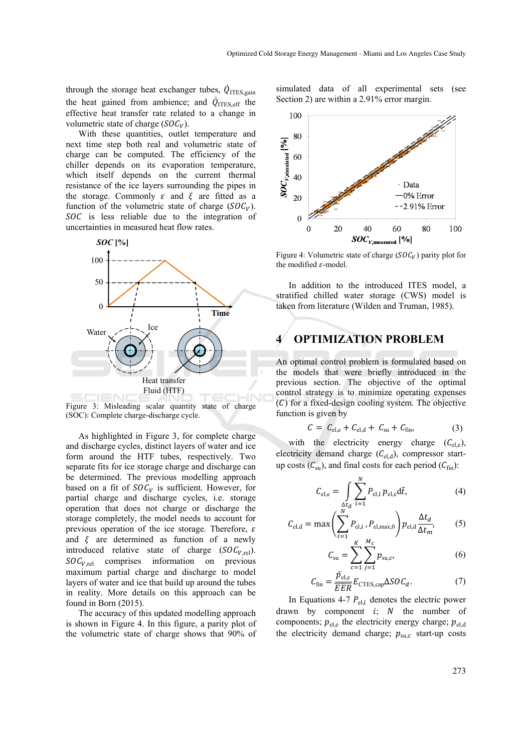through the storage heat exchanger tubes, $\dot{Q}_{\text{ITES,gain}}$ the heat gained from ambience; and $\dot{Q}_{\text{ITES,eff}}$ the effective heat transfer rate related to a change in volumetric state of charge ($SOC_V$).

With these quantities, outlet temperature and next time step both real and volumetric state of charge can be computed. The efficiency of the chiller depends on its evaporation temperature, which itself depends on the current thermal resistance of the ice layers surrounding the pipes in the storage. Commonly $\varepsilon$ and $\xi$ are fitted as a function of the volumetric state of charge ($SOC_V$). $SOC$ is less reliable due to the integration of uncertainties in measured heat flow rates.

Figure 3: Misleading scalar quantity state of charge (SOC): Complete charge-discharge cycle.

As highlighted in Figure 3, for complete charge and discharge cycles, distinct layers of water and ice form around the HTF tubes, respectively. Two separate fits for ice storage charge and discharge can be determined. The previous modelling approach based on a fit of $SOC_V$ is sufficient. However, for partial charge and discharge cycles, i.e. storage operation that does not charge or discharge the storage completely, the model needs to account for previous operation of the ice storage. Therefore, $\varepsilon$ and $\xi$ are determined as function of a newly introduced relative state of charge ($SOC_{V,\text{rel}}$). $SOC_{V,\text{rel}}$ comprises information on previous maximum partial charge and discharge to model layers of water and ice that build up around the tubes in reality. More details on this approach can be found in Born (2015).

The accuracy of this updated modelling approach is shown in Figure 4. In this figure, a parity plot of the volumetric state of charge shows that 90% of simulated data of all experimental sets (see Section 2) are within a 2.91% error margin.

Figure 4: Volumetric state of charge ($SOC_V$) parity plot for the modified $\varepsilon$-model.

In addition to the introduced ITES model, a stratified chilled water storage (CWS) model is taken from literature (Wilden and Truman, 1985).

## 4 OPTIMIZATION PROBLEM

An optimal control problem is formulated based on the models that were briefly introduced in the previous section. The objective of the optimal control strategy is to minimize operating expenses ($C$) for a fixed-design cooling system. The objective function is given by

$$C = C_{\text{el,e}} + C_{\text{el,d}} + C_{\text{su}} + C_{\text{fin}}, \tag{3}$$

with the electricity energy charge ($C_{\text{el,e}}$), electricity demand charge ($C_{\text{el,d}}$), compressor start-up costs ($C_{\text{su}}$), and final costs for each period ($C_{\text{fin}}$):

$$C_{\text{el,e}} = \int_{\Delta t_d} \sum_{i=1}^{N} P_{\text{el},i}\, p_{\text{el,e}} \mathrm{d}\tilde{t}, \tag{4}$$

$$C_{\text{el,d}} = \max\left(\sum_{i=1}^{N} P_{\text{el},i}\,, P_{\text{el,max},0}\right) p_{\text{el,d}} \frac{\Delta t_d}{\Delta t_m}, \tag{5}$$

$$C_{\text{su}} = \sum_{c=1}^{K} \sum_{j=1}^{M_c} p_{\text{su},c}, \tag{6}$$

$$C_{\text{fin}} = \frac{\bar{p}_{\text{el,e}}}{\overline{EER}} E_{\text{CTES,cap}} \Delta SOC_d. \tag{7}$$

In Equations 4-7 $P_{\text{el},i}$ denotes the electric power drawn by component $i$; $N$ the number of components; $p_{\text{el,e}}$ the electricity energy charge; $p_{\text{el,d}}$ the electricity demand charge; $p_{\text{su},c}$ start-up costs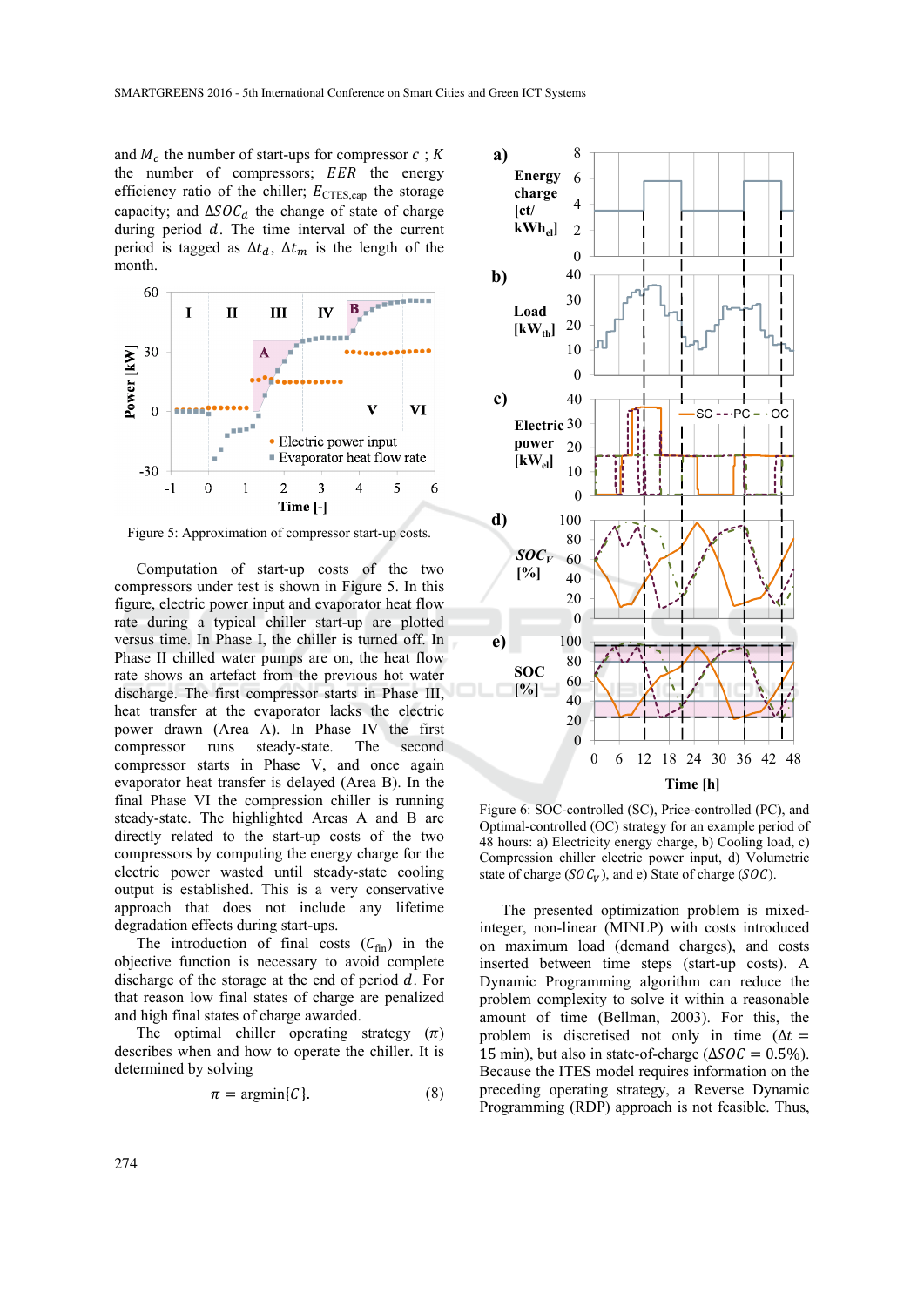and $M_c$ the number of start-ups for compressor $c$ ; $K$ the number of compressors; $EER$ the energy efficiency ratio of the chiller; $E_{\mathrm{CTES,cap}}$ the storage capacity; and $\Delta SOC_d$ the change of state of charge during period $d$. The time interval of the current period is tagged as $\Delta t_d$, $\Delta t_m$ is the length of the month.

Figure 5: Approximation of compressor start-up costs.

Computation of start-up costs of the two compressors under test is shown in Figure 5. In this figure, electric power input and evaporator heat flow rate during a typical chiller start-up are plotted versus time. In Phase I, the chiller is turned off. In Phase II chilled water pumps are on, the heat flow rate shows an artefact from the previous hot water discharge. The first compressor starts in Phase III, heat transfer at the evaporator lacks the electric power drawn (Area A). In Phase IV the first compressor runs steady-state. The second compressor starts in Phase V, and once again evaporator heat transfer is delayed (Area B). In the final Phase VI the compression chiller is running steady-state. The highlighted Areas A and B are directly related to the start-up costs of the two compressors by computing the energy charge for the electric power wasted until steady-state cooling output is established. This is a very conservative approach that does not include any lifetime degradation effects during start-ups.

The introduction of final costs ($C_{\mathrm{fin}}$) in the objective function is necessary to avoid complete discharge of the storage at the end of period $d$. For that reason low final states of charge are penalized and high final states of charge awarded.

The optimal chiller operating strategy ($\pi$) describes when and how to operate the chiller. It is determined by solving

$$\pi = \operatorname{argmin}\{C\}. \tag{8}$$

Figure 6: SOC-controlled (SC), Price-controlled (PC), and Optimal-controlled (OC) strategy for an example period of 48 hours: a) Electricity energy charge, b) Cooling load, c) Compression chiller electric power input, d) Volumetric state of charge ($SOC_V$), and e) State of charge ($SOC$).

The presented optimization problem is mixed-integer, non-linear (MINLP) with costs introduced on maximum load (demand charges), and costs inserted between time steps (start-up costs). A Dynamic Programming algorithm can reduce the problem complexity to solve it within a reasonable amount of time (Bellman, 2003). For this, the problem is discretised not only in time ($\Delta t = 15$ min), but also in state-of-charge ($\Delta SOC = 0.5\%$). Because the ITES model requires information on the preceding operating strategy, a Reverse Dynamic Programming (RDP) approach is not feasible. Thus,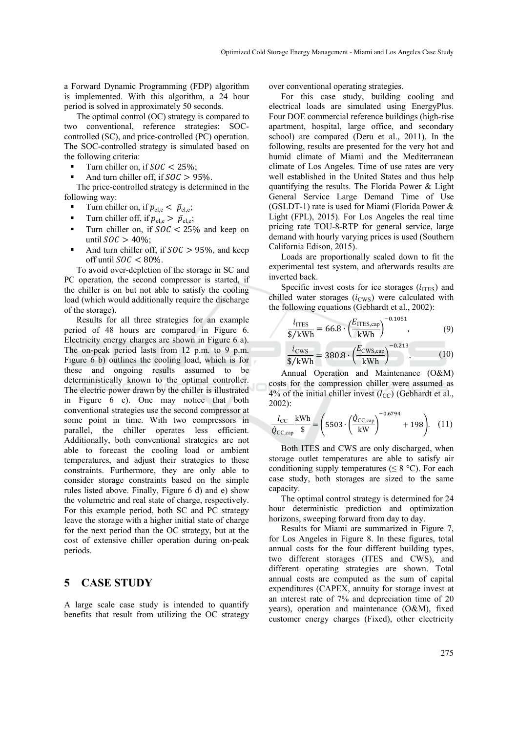a Forward Dynamic Programming (FDP) algorithm is implemented. With this algorithm, a 24 hour period is solved in approximately 50 seconds.

The optimal control (OC) strategy is compared to two conventional, reference strategies: SOC-controlled (SC), and price-controlled (PC) operation. The SOC-controlled strategy is simulated based on the following criteria:

- Turn chiller on, if $SOC < 25\%$;
- And turn chiller off, if $SOC > 95\%$.

The price-controlled strategy is determined in the following way:

- Turn chiller on, if $p_{\text{el,e}} < \bar{p}_{\text{el,e}}$;
- Turn chiller off, if $p_{\text{el,e}} > \bar{p}_{\text{el,e}}$;
- Turn chiller on, if $SOC < 25\%$ and keep on until $SOC > 40\%$;
- And turn chiller off, if $SOC > 95\%$, and keep off until $SOC < 80\%$.

To avoid over-depletion of the storage in SC and PC operation, the second compressor is started, if the chiller is on but not able to satisfy the cooling load (which would additionally require the discharge of the storage).

Results for all three strategies for an example period of 48 hours are compared in Figure 6. Electricity energy charges are shown in Figure 6 a). The on-peak period lasts from 12 p.m. to 9 p.m. Figure 6 b) outlines the cooling load, which is for these and ongoing results assumed to be deterministically known to the optimal controller. The electric power drawn by the chiller is illustrated in Figure 6 c). One may notice that both conventional strategies use the second compressor at some point in time. With two compressors in parallel, the chiller operates less efficient. Additionally, both conventional strategies are not able to forecast the cooling load or ambient temperatures, and adjust their strategies to these constraints. Furthermore, they are only able to consider storage constraints based on the simple rules listed above. Finally, Figure 6 d) and e) show the volumetric and real state of charge, respectively. For this example period, both SC and PC strategy leave the storage with a higher initial state of charge for the next period than the OC strategy, but at the cost of extensive chiller operation during on-peak periods.

## 5 CASE STUDY

A large scale case study is intended to quantify benefits that result from utilizing the OC strategy over conventional operating strategies.

For this case study, building cooling and electrical loads are simulated using EnergyPlus. Four DOE commercial reference buildings (high-rise apartment, hospital, large office, and secondary school) are compared (Deru et al., 2011). In the following, results are presented for the very hot and humid climate of Miami and the Mediterranean climate of Los Angeles. Time of use rates are very well established in the United States and thus help quantifying the results. The Florida Power & Light General Service Large Demand Time of Use (GSLDT-1) rate is used for Miami (Florida Power & Light (FPL), 2015). For Los Angeles the real time pricing rate TOU-8-RTP for general service, large demand with hourly varying prices is used (Southern California Edison, 2015).

Loads are proportionally scaled down to fit the experimental test system, and afterwards results are inverted back.

Specific invest costs for ice storages ($i_{\text{ITES}}$) and chilled water storages ($i_{\text{CWS}}$) were calculated with the following equations (Gebhardt et al., 2002):

$$\frac{i_{\text{ITES}}}{\$/\text{kWh}} = 66.8 \cdot \left(\frac{E_{\text{ITES,cap}}}{\text{kWh}}\right)^{-0.1051}, \tag{9}$$

$$\frac{i_{\text{CWS}}}{\$/\text{kWh}} = 380.8 \cdot \left(\frac{E_{\text{CWS,cap}}}{\text{kWh}}\right)^{-0.213}. \tag{10}$$

Annual Operation and Maintenance (O&M) costs for the compression chiller were assumed as 4% of the initial chiller invest ($I_{\text{CC}}$) (Gebhardt et al., 2002):

$$\frac{I_{\text{CC}}}{\dot{Q}_{\text{CC,cap}}} \frac{\text{kWh}}{\$} = \left(5503 \cdot \left(\frac{\dot{Q}_{\text{CC,cap}}}{\text{kW}}\right)^{-0.6794} + 198\right). \tag{11}$$

Both ITES and CWS are only discharged, when storage outlet temperatures are able to satisfy air conditioning supply temperatures ($\leq 8$ °C). For each case study, both storages are sized to the same capacity.

The optimal control strategy is determined for 24 hour deterministic prediction and optimization horizons, sweeping forward from day to day.

Results for Miami are summarized in Figure 7, for Los Angeles in Figure 8. In these figures, total annual costs for the four different building types, two different storages (ITES and CWS), and different operating strategies are shown. Total annual costs are computed as the sum of capital expenditures (CAPEX, annuity for storage invest at an interest rate of 7% and depreciation time of 20 years), operation and maintenance (O&M), fixed customer energy charges (Fixed), other electricity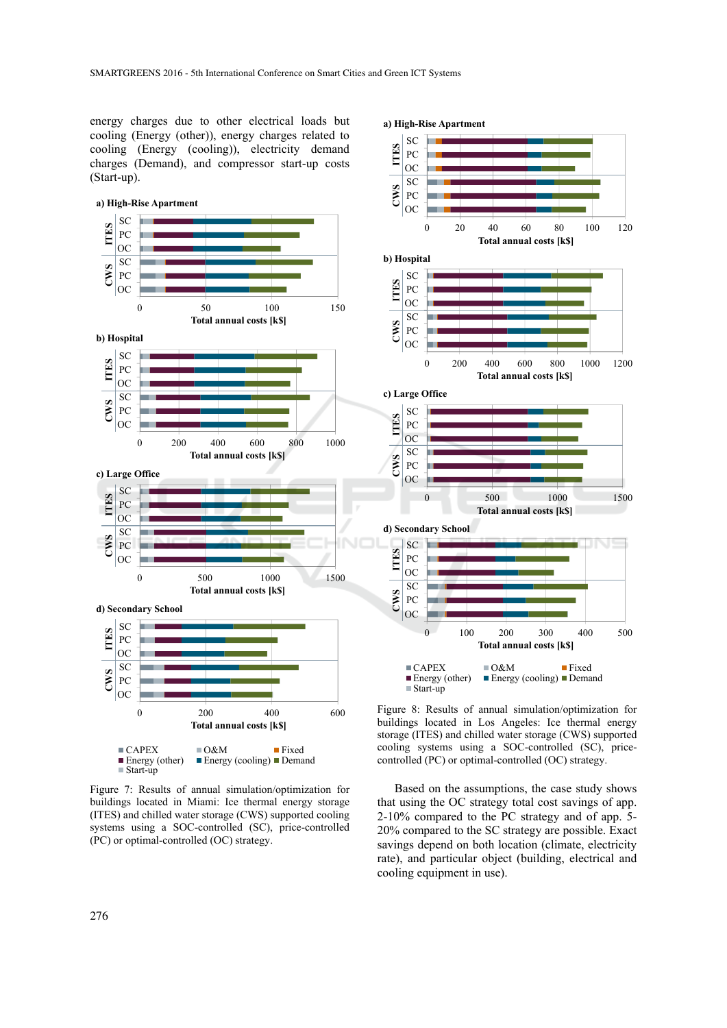energy charges due to other electrical loads but cooling (Energy (other)), energy charges related to cooling (Energy (cooling)), electricity demand charges (Demand), and compressor start-up costs (Start-up).

Figure 7: Results of annual simulation/optimization for buildings located in Miami: Ice thermal energy storage (ITES) and chilled water storage (CWS) supported cooling systems using a SOC-controlled (SC), price-controlled (PC) or optimal-controlled (OC) strategy.

Figure 8: Results of annual simulation/optimization for buildings located in Los Angeles: Ice thermal energy storage (ITES) and chilled water storage (CWS) supported cooling systems using a SOC-controlled (SC), price-controlled (PC) or optimal-controlled (OC) strategy.

Based on the assumptions, the case study shows that using the OC strategy total cost savings of app. 2-10% compared to the PC strategy and of app. 5-20% compared to the SC strategy are possible. Exact savings depend on both location (climate, electricity rate), and particular object (building, electrical and cooling equipment in use).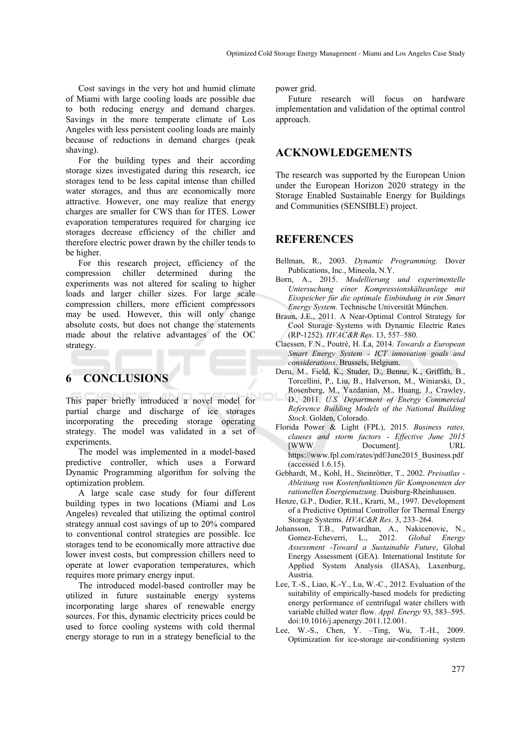Cost savings in the very hot and humid climate of Miami with large cooling loads are possible due to both reducing energy and demand charges. Savings in the more temperate climate of Los Angeles with less persistent cooling loads are mainly because of reductions in demand charges (peak shaving).

For the building types and their according storage sizes investigated during this research, ice storages tend to be less capital intense than chilled water storages, and thus are economically more attractive. However, one may realize that energy charges are smaller for CWS than for ITES. Lower evaporation temperatures required for charging ice storages decrease efficiency of the chiller and therefore electric power drawn by the chiller tends to be higher.

For this research project, efficiency of the compression chiller determined during the experiments was not altered for scaling to higher loads and larger chiller sizes. For large scale compression chillers, more efficient compressors may be used. However, this will only change absolute costs, but does not change the statements made about the relative advantages of the OC strategy.

## 6 CONCLUSIONS

This paper briefly introduced a novel model for partial charge and discharge of ice storages incorporating the preceding storage operating strategy. The model was validated in a set of experiments.

The model was implemented in a model-based predictive controller, which uses a Forward Dynamic Programming algorithm for solving the optimization problem.

A large scale case study for four different building types in two locations (Miami and Los Angeles) revealed that utilizing the optimal control strategy annual cost savings of up to 20% compared to conventional control strategies are possible. Ice storages tend to be economically more attractive due lower invest costs, but compression chillers need to operate at lower evaporation temperatures, which requires more primary energy input.

The introduced model-based controller may be utilized in future sustainable energy systems incorporating large shares of renewable energy sources. For this, dynamic electricity prices could be used to force cooling systems with cold thermal energy storage to run in a strategy beneficial to the power grid.

Future research will focus on hardware implementation and validation of the optimal control approach.

## ACKNOWLEDGEMENTS

The research was supported by the European Union under the European Horizon 2020 strategy in the Storage Enabled Sustainable Energy for Buildings and Communities (SENSIBLE) project.

## REFERENCES

Bellman, R., 2003. *Dynamic Programming*. Dover Publications, Inc., Mineola, N.Y.

Born, A., 2015. *Modellierung und experimentelle Untersuchung einer Kompressionskälteanlage mit Eisspeicher für die optimale Einbindung in ein Smart Energy System*. Technische Universität München.

Braun, J.E., 2011. A Near-Optimal Control Strategy for Cool Storage Systems with Dynamic Electric Rates (RP-1252). *HVAC&R Res*. 13, 557–580.

Claessen, F.N., Poutré, H. La, 2014. *Towards a European Smart Energy System - ICT innovation goals and considerations*. Brussels, Belgium.

Deru, M., Field, K., Studer, D., Benne, K., Griffith, B., Torcellini, P., Liu, B., Halverson, M., Winiarski, D., Rosenberg, M., Yazdanian, M., Huang, J., Crawley, D., 2011. *U.S. Department of Energy Commercial Reference Building Models of the National Building Stock*. Golden, Colorado.

Florida Power & Light (FPL), 2015. *Business rates, clauses and storm factors - Effective June 2015* [WWW Document]. URL https://www.fpl.com/rates/pdf/June2015_Business.pdf (accessed 1.6.15).

Gebhardt, M., Kohl, H., Steinrötter, T., 2002. *Preisatlas - Ableitung von Kostenfunktionen für Komponenten der rationellen Energienutzung*. Duisburg-Rheinhausen.

Henze, G.P., Dodier, R.H., Krarti, M., 1997. Development of a Predictive Optimal Controller for Thermal Energy Storage Systems. *HVAC&R Res*. 3, 233–264.

Johansson, T.B., Patwardhan, A., Nakicenovic, N., Gomez-Echeverri, L., 2012. *Global Energy Assessment -Toward a Sustainable Future*, Global Energy Assessment (GEA). International Institute for Applied System Analysis (IIASA), Laxenburg, Austria.

Lee, T.-S., Liao, K.-Y., Lu, W.-C., 2012. Evaluation of the suitability of empirically-based models for predicting energy performance of centrifugal water chillers with variable chilled water flow. *Appl. Energy* 93, 583–595. doi:10.1016/j.apenergy.2011.12.001.

Lee, W.-S., Chen, Y. –Ting, Wu, T.-H., 2009. Optimization for ice-storage air-conditioning system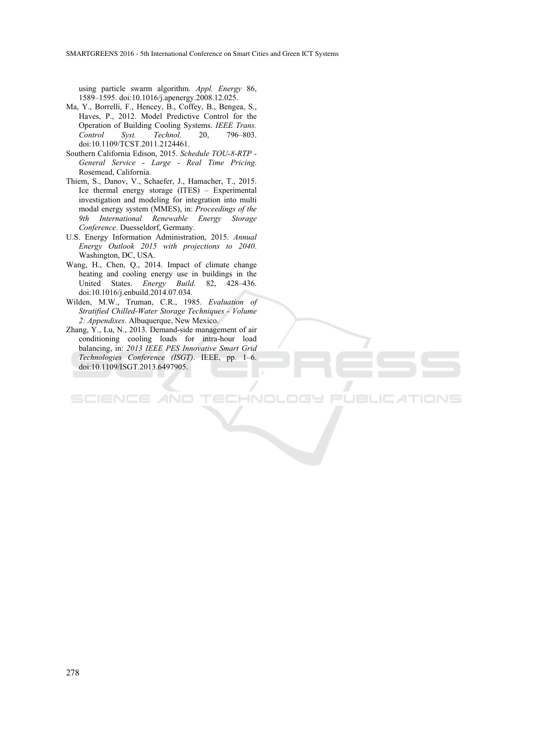using particle swarm algorithm. *Appl. Energy* 86, 1589–1595. doi:10.1016/j.apenergy.2008.12.025.

Ma, Y., Borrelli, F., Hencey, B., Coffey, B., Bengea, S., Haves, P., 2012. Model Predictive Control for the Operation of Building Cooling Systems. *IEEE Trans. Control Syst. Technol.* 20, 796–803. doi:10.1109/TCST.2011.2124461.

Southern California Edison, 2015. *Schedule TOU-8-RTP - General Service - Large - Real Time Pricing*. Rosemead, California.

Thiem, S., Danov, V., Schaefer, J., Hamacher, T., 2015. Ice thermal energy storage (ITES) – Experimental investigation and modeling for integration into multi modal energy system (MMES), in: *Proceedings of the 9th International Renewable Energy Storage Conference*. Duesseldorf, Germany.

U.S. Energy Information Administration, 2015. *Annual Energy Outlook 2015 with projections to 2040*. Washington, DC, USA.

Wang, H., Chen, Q., 2014. Impact of climate change heating and cooling energy use in buildings in the United States. *Energy Build*. 82, 428–436. doi:10.1016/j.enbuild.2014.07.034.

Wilden, M.W., Truman, C.R., 1985. *Evaluation of Stratified Chilled-Water Storage Techniques - Volume 2: Appendixes*. Albuquerque, New Mexico.

Zhang, Y., Lu, N., 2013. Demand-side management of air conditioning cooling loads for intra-hour load balancing, in: *2013 IEEE PES Innovative Smart Grid Technologies Conference (ISGT)*. IEEE, pp. 1–6. doi:10.1109/ISGT.2013.6497905.